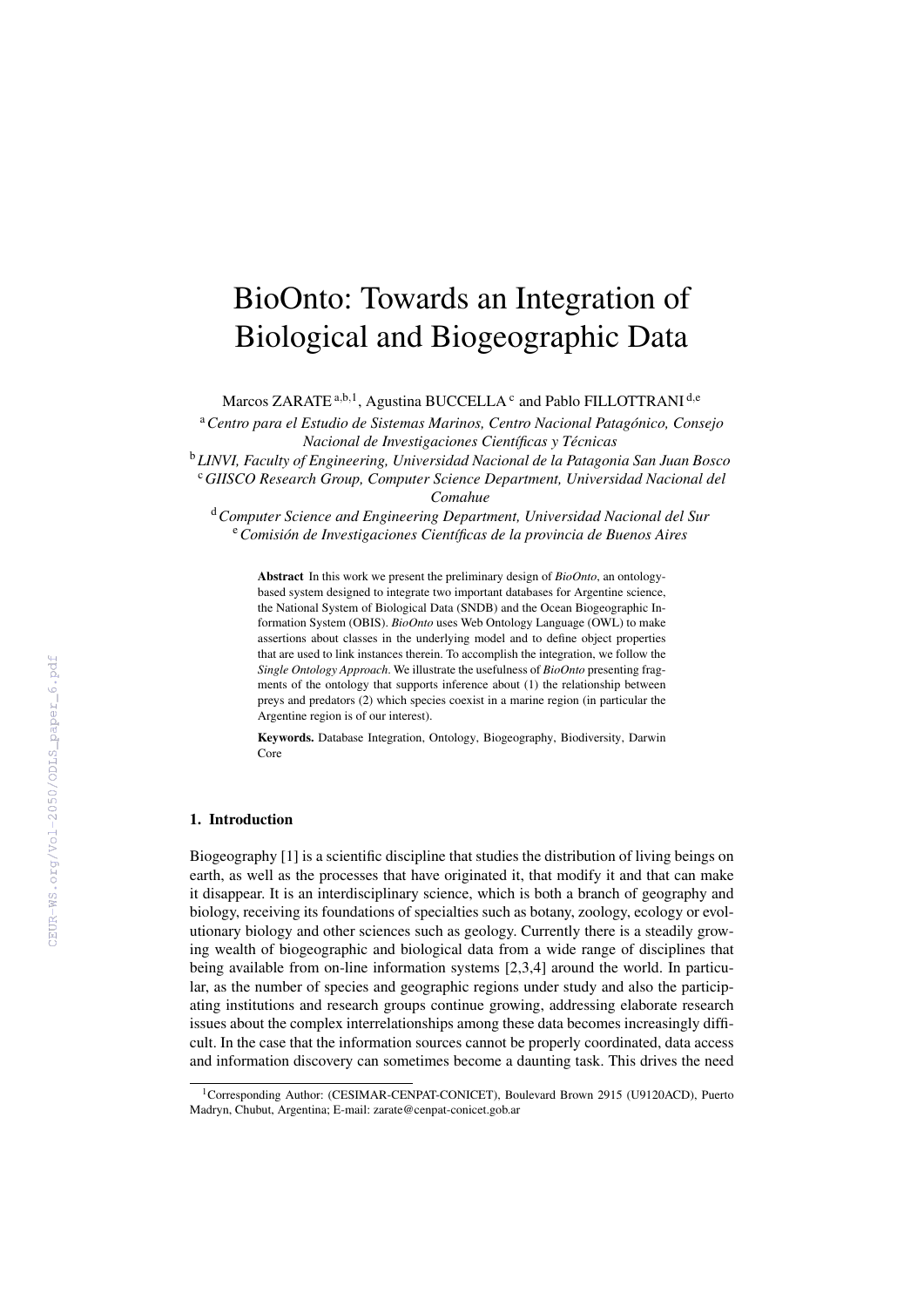# BioOnto: Towards an Integration of Biological and Biogeographic Data

Marcos ZARATE [a,b,1], Agustina BUCCELLA [c] and Pablo FILLOTTRANI [d,e]

[a] *Centro para el Estudio de Sistemas Marinos, Centro Nacional Patagónico, Consejo Nacional de Investigaciones Científicas y Técnicas*

[b] *LINVI, Faculty of Engineering, Universidad Nacional de la Patagonia San Juan Bosco*

[c] *GIISCO Research Group, Computer Science Department, Universidad Nacional del Comahue*

[d] *Computer Science and Engineering Department, Universidad Nacional del Sur*

[e] *Comisión de Investigaciones Científicas de la provincia de Buenos Aires*

**Abstract** In this work we present the preliminary design of *BioOnto*, an ontology-based system designed to integrate two important databases for Argentine science, the National System of Biological Data (SNDB) and the Ocean Biogeographic Information System (OBIS). *BioOnto* uses Web Ontology Language (OWL) to make assertions about classes in the underlying model and to define object properties that are used to link instances therein. To accomplish the integration, we follow the *Single Ontology Approach*. We illustrate the usefulness of *BioOnto* presenting fragments of the ontology that supports inference about (1) the relationship between preys and predators (2) which species coexist in a marine region (in particular the Argentine region is of our interest).

**Keywords.** Database Integration, Ontology, Biogeography, Biodiversity, Darwin Core

## 1. Introduction

Biogeography [1] is a scientific discipline that studies the distribution of living beings on earth, as well as the processes that have originated it, that modify it and that can make it disappear. It is an interdisciplinary science, which is both a branch of geography and biology, receiving its foundations of specialties such as botany, zoology, ecology or evolutionary biology and other sciences such as geology. Currently there is a steadily growing wealth of biogeographic and biological data from a wide range of disciplines that being available from on-line information systems [2,3,4] around the world. In particular, as the number of species and geographic regions under study and also the participating institutions and research groups continue growing, addressing elaborate research issues about the complex interrelationships among these data becomes increasingly difficult. In the case that the information sources cannot be properly coordinated, data access and information discovery can sometimes become a daunting task. This drives the need

[1] Corresponding Author: (CESIMAR-CENPAT-CONICET), Boulevard Brown 2915 (U9120ACD), Puerto Madryn, Chubut, Argentina; E-mail: zarate@cenpat-conicet.gob.ar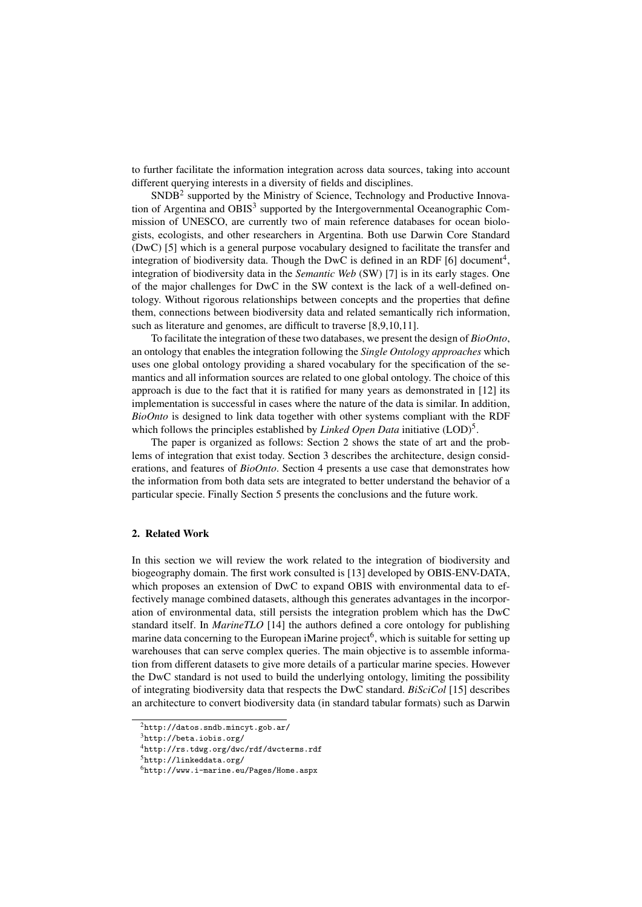to further facilitate the information integration across data sources, taking into account different querying interests in a diversity of fields and disciplines.

SNDB[2] supported by the Ministry of Science, Technology and Productive Innovation of Argentina and OBIS[3] supported by the Intergovernmental Oceanographic Commission of UNESCO, are currently two of main reference databases for ocean biologists, ecologists, and other researchers in Argentina. Both use Darwin Core Standard (DwC) [5] which is a general purpose vocabulary designed to facilitate the transfer and integration of biodiversity data. Though the DwC is defined in an RDF [6] document[4], integration of biodiversity data in the *Semantic Web* (SW) [7] is in its early stages. One of the major challenges for DwC in the SW context is the lack of a well-defined ontology. Without rigorous relationships between concepts and the properties that define them, connections between biodiversity data and related semantically rich information, such as literature and genomes, are difficult to traverse [8,9,10,11].

To facilitate the integration of these two databases, we present the design of *BioOnto*, an ontology that enables the integration following the *Single Ontology approaches* which uses one global ontology providing a shared vocabulary for the specification of the semantics and all information sources are related to one global ontology. The choice of this approach is due to the fact that it is ratified for many years as demonstrated in [12] its implementation is successful in cases where the nature of the data is similar. In addition, *BioOnto* is designed to link data together with other systems compliant with the RDF which follows the principles established by *Linked Open Data* initiative (LOD)[5].

The paper is organized as follows: Section 2 shows the state of art and the problems of integration that exist today. Section 3 describes the architecture, design considerations, and features of *BioOnto*. Section 4 presents a use case that demonstrates how the information from both data sets are integrated to better understand the behavior of a particular specie. Finally Section 5 presents the conclusions and the future work.

## 2. Related Work

In this section we will review the work related to the integration of biodiversity and biogeography domain. The first work consulted is [13] developed by OBIS-ENV-DATA, which proposes an extension of DwC to expand OBIS with environmental data to effectively manage combined datasets, although this generates advantages in the incorporation of environmental data, still persists the integration problem which has the DwC standard itself. In *MarineTLO* [14] the authors defined a core ontology for publishing marine data concerning to the European iMarine project[6], which is suitable for setting up warehouses that can serve complex queries. The main objective is to assemble information from different datasets to give more details of a particular marine species. However the DwC standard is not used to build the underlying ontology, limiting the possibility of integrating biodiversity data that respects the DwC standard. *BiSciCol* [15] describes an architecture to convert biodiversity data (in standard tabular formats) such as Darwin

[2] http://datos.sndb.mincyt.gob.ar/

[3] http://beta.iobis.org/

[4] http://rs.tdwg.org/dwc/rdf/dwcterms.rdf

[5] http://linkeddata.org/

[6] http://www.i-marine.eu/Pages/Home.aspx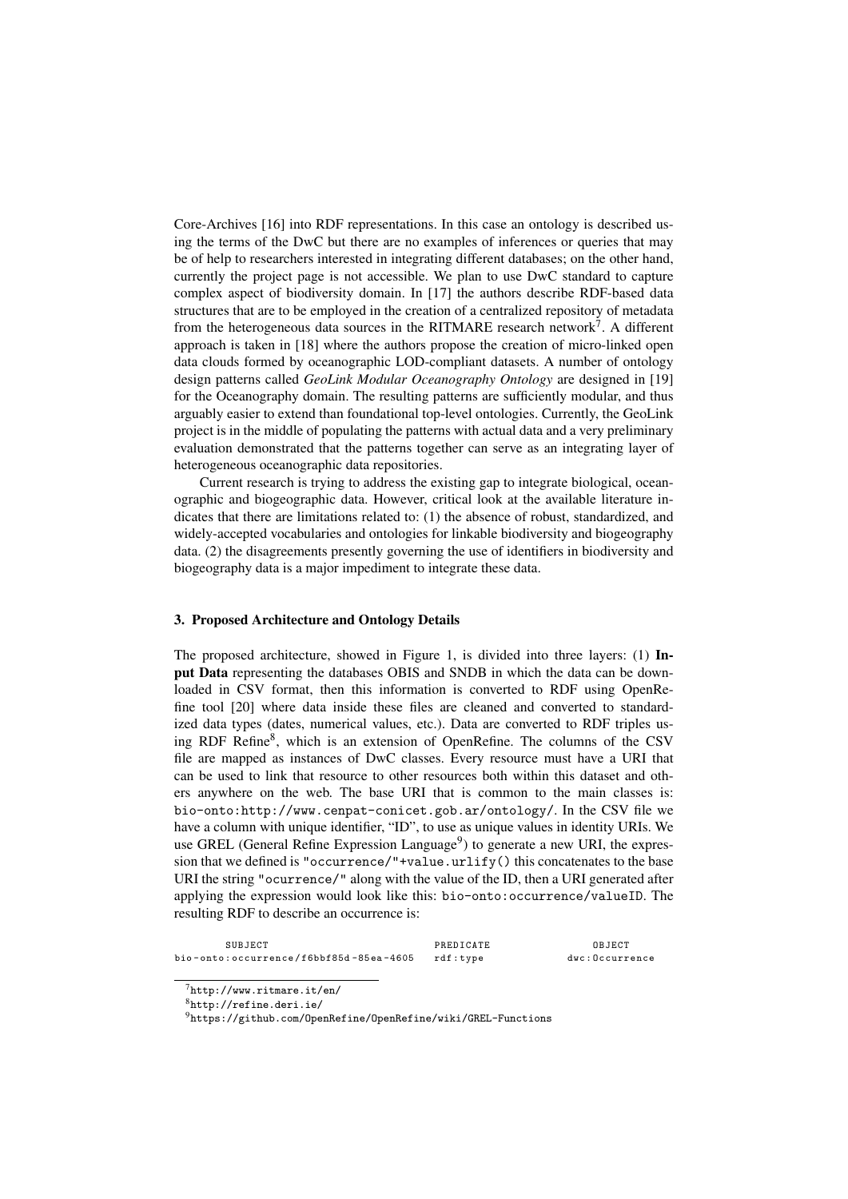Core-Archives [16] into RDF representations. In this case an ontology is described using the terms of the DwC but there are no examples of inferences or queries that may be of help to researchers interested in integrating different databases; on the other hand, currently the project page is not accessible. We plan to use DwC standard to capture complex aspect of biodiversity domain. In [17] the authors describe RDF-based data structures that are to be employed in the creation of a centralized repository of metadata from the heterogeneous data sources in the RITMARE research network[7]. A different approach is taken in [18] where the authors propose the creation of micro-linked open data clouds formed by oceanographic LOD-compliant datasets. A number of ontology design patterns called *GeoLink Modular Oceanography Ontology* are designed in [19] for the Oceanography domain. The resulting patterns are sufficiently modular, and thus arguably easier to extend than foundational top-level ontologies. Currently, the GeoLink project is in the middle of populating the patterns with actual data and a very preliminary evaluation demonstrated that the patterns together can serve as an integrating layer of heterogeneous oceanographic data repositories.

Current research is trying to address the existing gap to integrate biological, oceanographic and biogeographic data. However, critical look at the available literature indicates that there are limitations related to: (1) the absence of robust, standardized, and widely-accepted vocabularies and ontologies for linkable biodiversity and biogeography data. (2) the disagreements presently governing the use of identifiers in biodiversity and biogeography data is a major impediment to integrate these data.

## 3. Proposed Architecture and Ontology Details

The proposed architecture, showed in Figure 1, is divided into three layers: (1) **Input Data** representing the databases OBIS and SNDB in which the data can be downloaded in CSV format, then this information is converted to RDF using OpenRefine tool [20] where data inside these files are cleaned and converted to standardized data types (dates, numerical values, etc.). Data are converted to RDF triples using RDF Refine[8], which is an extension of OpenRefine. The columns of the CSV file are mapped as instances of DwC classes. Every resource must have a URI that can be used to link that resource to other resources both within this dataset and others anywhere on the web. The base URI that is common to the main classes is: `bio-onto:http://www.cenpat-conicet.gob.ar/ontology/`. In the CSV file we have a column with unique identifier, "ID", to use as unique values in identity URIs. We use GREL (General Refine Expression Language[9]) to generate a new URI, the expression that we defined is `"occurrence/"+value.urlify()` this concatenates to the base URI the string `"ocurrence/"` along with the value of the ID, then a URI generated after applying the expression would look like this: `bio-onto:occurrence/valueID`. The resulting RDF to describe an occurrence is:

```
        SUBJECT                              PREDICATE              OBJECT
bio-onto:occurrence/f6bbf85d-85ea-4605   rdf:type              dwc:Occurrence
```

[7] http://www.ritmare.it/en/

[8] http://refine.deri.ie/

[9] https://github.com/OpenRefine/OpenRefine/wiki/GREL-Functions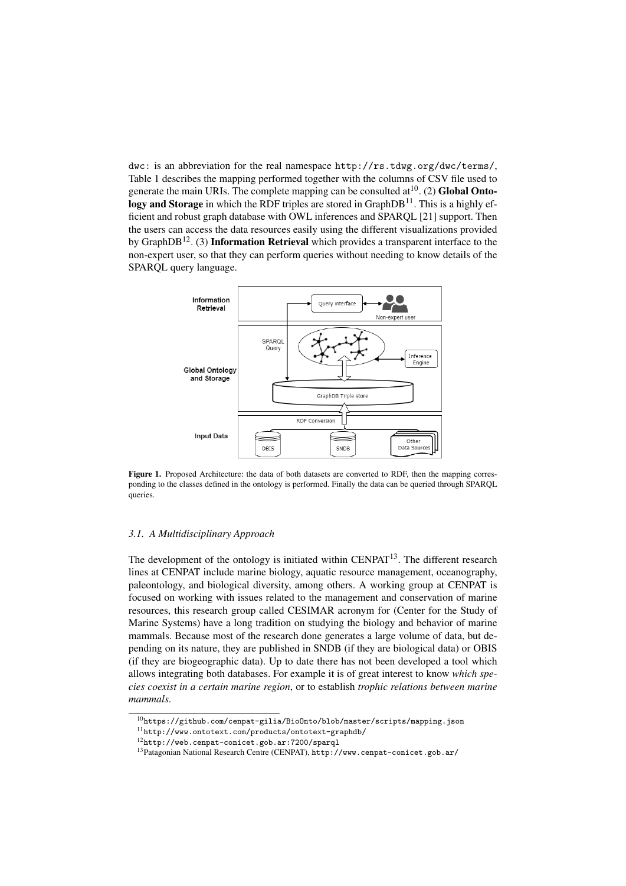dwc: is an abbreviation for the real namespace http://rs.tdwg.org/dwc/terms/, Table 1 describes the mapping performed together with the columns of CSV file used to generate the main URIs. The complete mapping can be consulted at[10]. (2) **Global Ontology and Storage** in which the RDF triples are stored in GraphDB[11]. This is a highly efficient and robust graph database with OWL inferences and SPARQL [21] support. Then the users can access the data resources easily using the different visualizations provided by GraphDB[12]. (3) **Information Retrieval** which provides a transparent interface to the non-expert user, so that they can perform queries without needing to know details of the SPARQL query language.

**Figure 1.** Proposed Architecture: the data of both datasets are converted to RDF, then the mapping corresponding to the classes defined in the ontology is performed. Finally the data can be queried through SPARQL queries.

### *3.1. A Multidisciplinary Approach*

The development of the ontology is initiated within CENPAT[13]. The different research lines at CENPAT include marine biology, aquatic resource management, oceanography, paleontology, and biological diversity, among others. A working group at CENPAT is focused on working with issues related to the management and conservation of marine resources, this research group called CESIMAR acronym for (Center for the Study of Marine Systems) have a long tradition on studying the biology and behavior of marine mammals. Because most of the research done generates a large volume of data, but depending on its nature, they are published in SNDB (if they are biological data) or OBIS (if they are biogeographic data). Up to date there has not been developed a tool which allows integrating both databases. For example it is of great interest to know *which species coexist in a certain marine region*, or to establish *trophic relations between marine mammals*.

---

[10] https://github.com/cenpat-gilia/BioOnto/blob/master/scripts/mapping.json

[11] http://www.ontotext.com/products/ontotext-graphdb/

[12] http://web.cenpat-conicet.gob.ar:7200/sparql

[13] Patagonian National Research Centre (CENPAT), http://www.cenpat-conicet.gob.ar/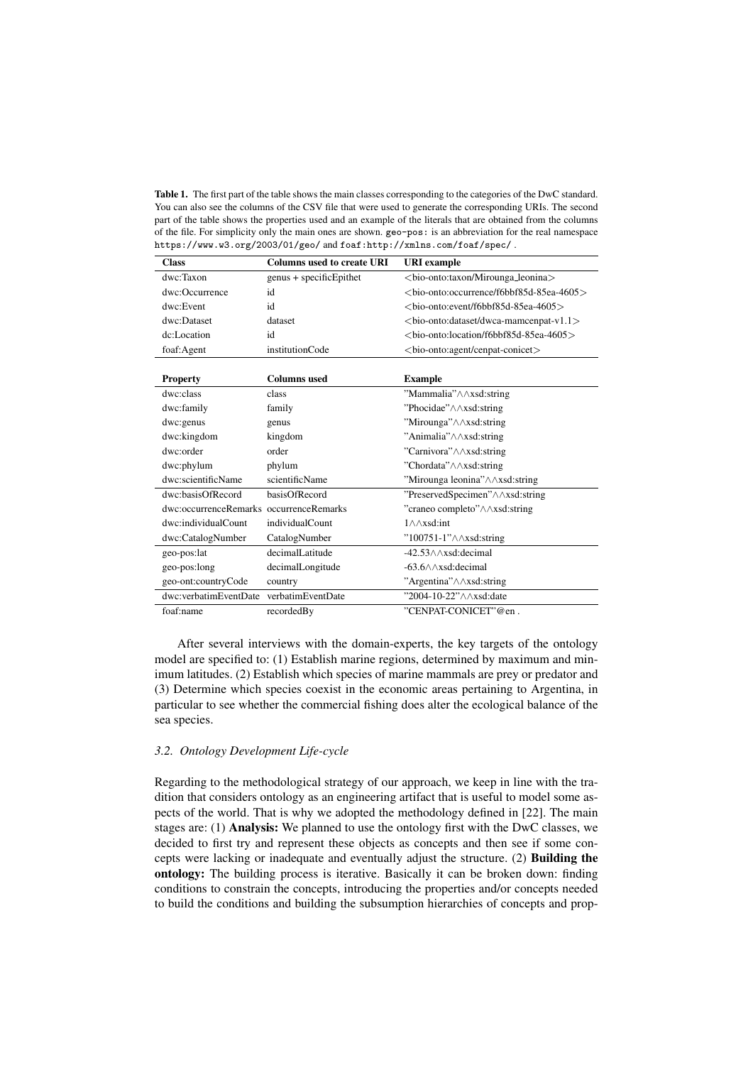**Table 1.** The first part of the table shows the main classes corresponding to the categories of the DwC standard. You can also see the columns of the CSV file that were used to generate the corresponding URIs. The second part of the table shows the properties used and an example of the literals that are obtained from the columns of the file. For simplicity only the main ones are shown. `geo-pos:` is an abbreviation for the real namespace `https://www.w3.org/2003/01/geo/` and `foaf:http://xmlns.com/foaf/spec/` .

| Class | Columns used to create URI | URI example |
|---|---|---|
| dwc:Taxon | genus + specificEpithet | <bio-onto:taxon/Mirounga_leonina> |
| dwc:Occurrence | id | <bio-onto:occurrence/f6bbf85d-85ea-4605> |
| dwc:Event | id | <bio-onto:event/f6bbf85d-85ea-4605> |
| dwc:Dataset | dataset | <bio-onto:dataset/dwca-mamcenpat-v1.1> |
| dc:Location | id | <bio-onto:location/f6bbf85d-85ea-4605> |
| foaf:Agent | institutionCode | <bio-onto:agent/cenpat-conicet> |

| Property | Columns used | Example |
|---|---|---|
| dwc:class | class | "Mammalia"^^xsd:string |
| dwc:family | family | "Phocidae"^^xsd:string |
| dwc:genus | genus | "Mirounga"^^xsd:string |
| dwc:kingdom | kingdom | "Animalia"^^xsd:string |
| dwc:order | order | "Carnivora"^^xsd:string |
| dwc:phylum | phylum | "Chordata"^^xsd:string |
| dwc:scientificName | scientificName | "Mirounga leonina"^^xsd:string |
| dwc:basisOfRecord | basisOfRecord | "PreservedSpecimen"^^xsd:string |
| dwc:occurrenceRemarks | occurrenceRemarks | "craneo completo"^^xsd:string |
| dwc:individualCount | individualCount | 1^^xsd:int |
| dwc:CatalogNumber | CatalogNumber | "100751-1"^^xsd:string |
| geo-pos:lat | decimalLatitude | -42.53^^xsd:decimal |
| geo-pos:long | decimalLongitude | -63.6^^xsd:decimal |
| geo-ont:countryCode | country | "Argentina"^^xsd:string |
| dwc:verbatimEventDate | verbatimEventDate | "2004-10-22"^^xsd:date |
| foaf:name | recordedBy | "CENPAT-CONICET"@en . |

After several interviews with the domain-experts, the key targets of the ontology model are specified to: (1) Establish marine regions, determined by maximum and minimum latitudes. (2) Establish which species of marine mammals are prey or predator and (3) Determine which species coexist in the economic areas pertaining to Argentina, in particular to see whether the commercial fishing does alter the ecological balance of the sea species.

### 3.2. Ontology Development Life-cycle

Regarding to the methodological strategy of our approach, we keep in line with the tradition that considers ontology as an engineering artifact that is useful to model some aspects of the world. That is why we adopted the methodology defined in [22]. The main stages are: (1) **Analysis:** We planned to use the ontology first with the DwC classes, we decided to first try and represent these objects as concepts and then see if some concepts were lacking or inadequate and eventually adjust the structure. (2) **Building the ontology:** The building process is iterative. Basically it can be broken down: finding conditions to constrain the concepts, introducing the properties and/or concepts needed to build the conditions and building the subsumption hierarchies of concepts and prop-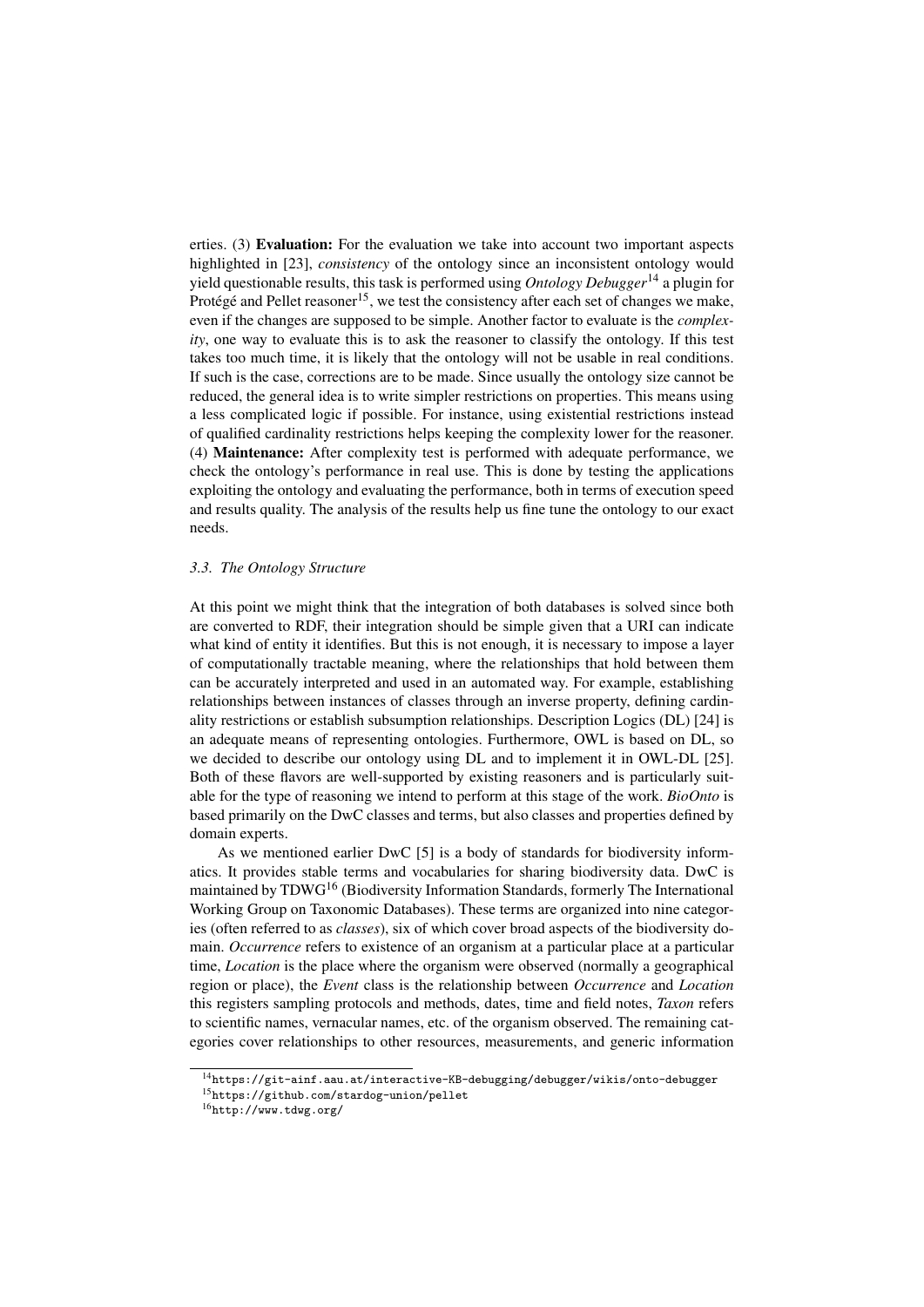erties. (3) **Evaluation:** For the evaluation we take into account two important aspects highlighted in [23], *consistency* of the ontology since an inconsistent ontology would yield questionable results, this task is performed using *Ontology Debugger*[14] a plugin for Protégé and Pellet reasoner[15], we test the consistency after each set of changes we make, even if the changes are supposed to be simple. Another factor to evaluate is the *complexity*, one way to evaluate this is to ask the reasoner to classify the ontology. If this test takes too much time, it is likely that the ontology will not be usable in real conditions. If such is the case, corrections are to be made. Since usually the ontology size cannot be reduced, the general idea is to write simpler restrictions on properties. This means using a less complicated logic if possible. For instance, using existential restrictions instead of qualified cardinality restrictions helps keeping the complexity lower for the reasoner. (4) **Maintenance:** After complexity test is performed with adequate performance, we check the ontology's performance in real use. This is done by testing the applications exploiting the ontology and evaluating the performance, both in terms of execution speed and results quality. The analysis of the results help us fine tune the ontology to our exact needs.

### *3.3. The Ontology Structure*

At this point we might think that the integration of both databases is solved since both are converted to RDF, their integration should be simple given that a URI can indicate what kind of entity it identifies. But this is not enough, it is necessary to impose a layer of computationally tractable meaning, where the relationships that hold between them can be accurately interpreted and used in an automated way. For example, establishing relationships between instances of classes through an inverse property, defining cardinality restrictions or establish subsumption relationships. Description Logics (DL) [24] is an adequate means of representing ontologies. Furthermore, OWL is based on DL, so we decided to describe our ontology using DL and to implement it in OWL-DL [25]. Both of these flavors are well-supported by existing reasoners and is particularly suitable for the type of reasoning we intend to perform at this stage of the work. *BioOnto* is based primarily on the DwC classes and terms, but also classes and properties defined by domain experts.

As we mentioned earlier DwC [5] is a body of standards for biodiversity informatics. It provides stable terms and vocabularies for sharing biodiversity data. DwC is maintained by TDWG[16] (Biodiversity Information Standards, formerly The International Working Group on Taxonomic Databases). These terms are organized into nine categories (often referred to as *classes*), six of which cover broad aspects of the biodiversity domain. *Occurrence* refers to existence of an organism at a particular place at a particular time, *Location* is the place where the organism were observed (normally a geographical region or place), the *Event* class is the relationship between *Occurrence* and *Location* this registers sampling protocols and methods, dates, time and field notes, *Taxon* refers to scientific names, vernacular names, etc. of the organism observed. The remaining categories cover relationships to other resources, measurements, and generic information

[14] https://git-ainf.aau.at/interactive-KB-debugging/debugger/wikis/onto-debugger

[15] https://github.com/stardog-union/pellet

[16] http://www.tdwg.org/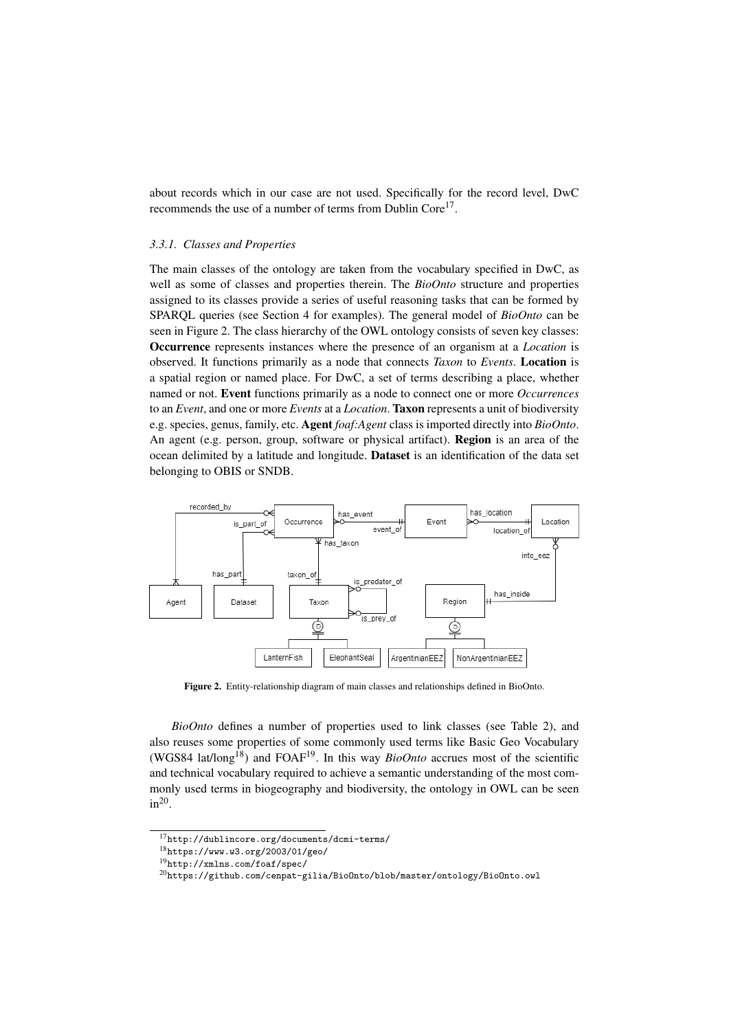about records which in our case are not used. Specifically for the record level, DwC recommends the use of a number of terms from Dublin Core[17].

#### 3.3.1. Classes and Properties

The main classes of the ontology are taken from the vocabulary specified in DwC, as well as some of classes and properties therein. The *BioOnto* structure and properties assigned to its classes provide a series of useful reasoning tasks that can be formed by SPARQL queries (see Section 4 for examples). The general model of *BioOnto* can be seen in Figure 2. The class hierarchy of the OWL ontology consists of seven key classes: **Occurrence** represents instances where the presence of an organism at a *Location* is observed. It functions primarily as a node that connects *Taxon* to *Events*. **Location** is a spatial region or named place. For DwC, a set of terms describing a place, whether named or not. **Event** functions primarily as a node to connect one or more *Occurrences* to an *Event*, and one or more *Events* at a *Location*. **Taxon** represents a unit of biodiversity e.g. species, genus, family, etc. **Agent** *foaf:Agent* class is imported directly into *BioOnto*. An agent (e.g. person, group, software or physical artifact). **Region** is an area of the ocean delimited by a latitude and longitude. **Dataset** is an identification of the data set belonging to OBIS or SNDB.

**Figure 2.** Entity-relationship diagram of main classes and relationships defined in BioOnto.

*BioOnto* defines a number of properties used to link classes (see Table 2), and also reuses some properties of some commonly used terms like Basic Geo Vocabulary (WGS84 lat/long[18]) and FOAF[19]. In this way *BioOnto* accrues most of the scientific and technical vocabulary required to achieve a semantic understanding of the most commonly used terms in biogeography and biodiversity, the ontology in OWL can be seen in[20].

[17] http://dublincore.org/documents/dcmi-terms/

[18] https://www.w3.org/2003/01/geo/

[19] http://xmlns.com/foaf/spec/

[20] https://github.com/cenpat-gilia/BioOnto/blob/master/ontology/BioOnto.owl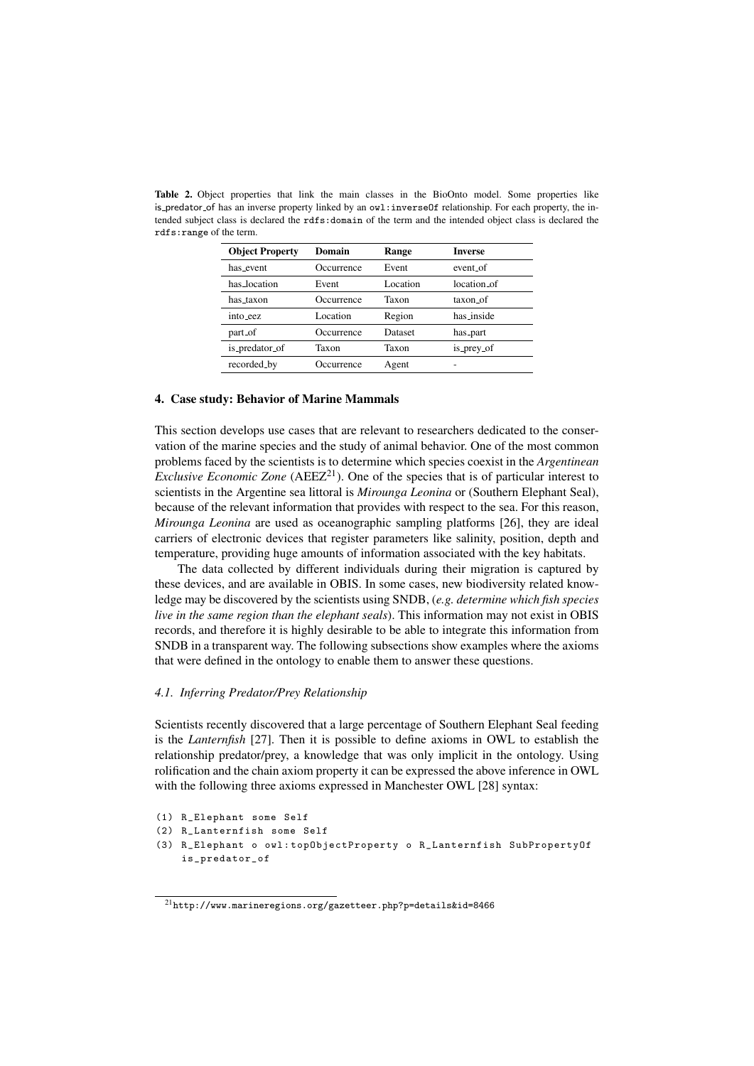**Table 2.** Object properties that link the main classes in the BioOnto model. Some properties like is_predator_of has an inverse property linked by an `owl:inverseOf` relationship. For each property, the intended subject class is declared the `rdfs:domain` of the term and the intended object class is declared the `rdfs:range` of the term.

| Object Property | Domain | Range | Inverse |
|---|---|---|---|
| has_event | Occurrence | Event | event_of |
| has_location | Event | Location | location_of |
| has_taxon | Occurrence | Taxon | taxon_of |
| into_eez | Location | Region | has_inside |
| part_of | Occurrence | Dataset | has_part |
| is_predator_of | Taxon | Taxon | is_prey_of |
| recorded_by | Occurrence | Agent | - |

## 4. Case study: Behavior of Marine Mammals

This section develops use cases that are relevant to researchers dedicated to the conservation of the marine species and the study of animal behavior. One of the most common problems faced by the scientists is to determine which species coexist in the *Argentinean Exclusive Economic Zone* (AEEZ[21]). One of the species that is of particular interest to scientists in the Argentine sea littoral is *Mirounga Leonina* or (Southern Elephant Seal), because of the relevant information that provides with respect to the sea. For this reason, *Mirounga Leonina* are used as oceanographic sampling platforms [26], they are ideal carriers of electronic devices that register parameters like salinity, position, depth and temperature, providing huge amounts of information associated with the key habitats.

The data collected by different individuals during their migration is captured by these devices, and are available in OBIS. In some cases, new biodiversity related knowledge may be discovered by the scientists using SNDB, (*e.g. determine which fish species live in the same region than the elephant seals*). This information may not exist in OBIS records, and therefore it is highly desirable to be able to integrate this information from SNDB in a transparent way. The following subsections show examples where the axioms that were defined in the ontology to enable them to answer these questions.

### 4.1. Inferring Predator/Prey Relationship

Scientists recently discovered that a large percentage of Southern Elephant Seal feeding is the *Lanternfish* [27]. Then it is possible to define axioms in OWL to establish the relationship predator/prey, a knowledge that was only implicit in the ontology. Using rolification and the chain axiom property it can be expressed the above inference in OWL with the following three axioms expressed in Manchester OWL [28] syntax:

```
(1) R_Elephant some Self
(2) R_Lanternfish some Self
(3) R_Elephant o owl:topObjectProperty o R_Lanternfish SubPropertyOf
    is_predator_of
```

[21] http://www.marineregions.org/gazetteer.php?p=details&id=8466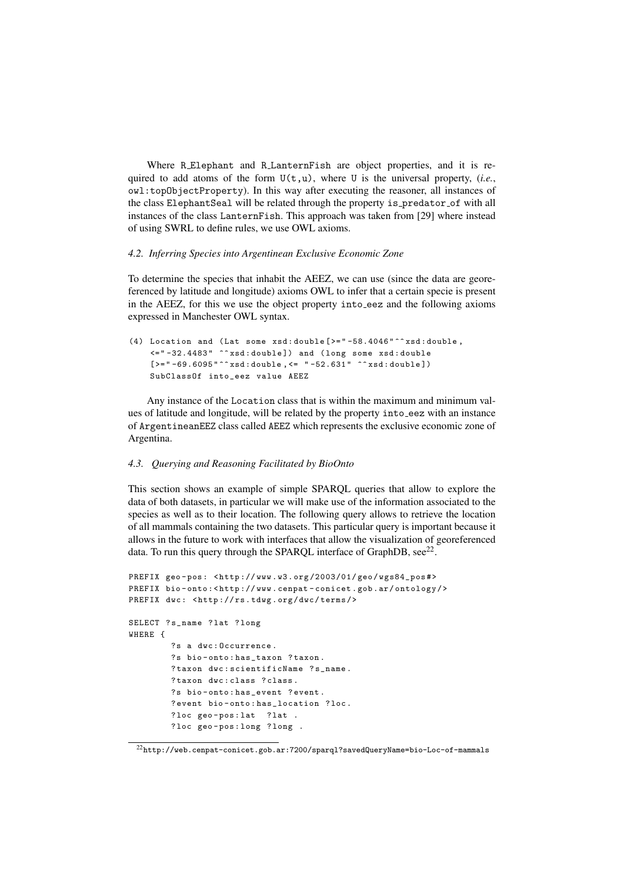Where R_Elephant and R_LanternFish are object properties, and it is required to add atoms of the form U(t,u), where U is the universal property, (*i.e.*, owl:topObjectProperty). In this way after executing the reasoner, all instances of the class ElephantSeal will be related through the property is_predator_of with all instances of the class LanternFish. This approach was taken from [29] where instead of using SWRL to define rules, we use OWL axioms.

### *4.2. Inferring Species into Argentinean Exclusive Economic Zone*

To determine the species that inhabit the AEEZ, we can use (since the data are georeferenced by latitude and longitude) axioms OWL to infer that a certain specie is present in the AEEZ, for this we use the object property into_eez and the following axioms expressed in Manchester OWL syntax.

```
(4) Location and (Lat some xsd:double[>="-58.4046"^^xsd:double,
    <="-32.4483" ^^xsd:double]) and (long some xsd:double
    [>="-69.6095"^^xsd:double,<= "-52.631" ^^xsd:double])
    SubClassOf into_eez value AEEZ
```

Any instance of the Location class that is within the maximum and minimum values of latitude and longitude, will be related by the property into_eez with an instance of ArgentineanEEZ class called AEEZ which represents the exclusive economic zone of Argentina.

### *4.3. Querying and Reasoning Facilitated by BioOnto*

This section shows an example of simple SPARQL queries that allow to explore the data of both datasets, in particular we will make use of the information associated to the species as well as to their location. The following query allows to retrieve the location of all mammals containing the two datasets. This particular query is important because it allows in the future to work with interfaces that allow the visualization of georeferenced data. To run this query through the SPARQL interface of GraphDB, see[22].

```
PREFIX geo-pos: <http://www.w3.org/2003/01/geo/wgs84_pos#>
PREFIX bio-onto:<http://www.cenpat-conicet.gob.ar/ontology/>
PREFIX dwc: <http://rs.tdwg.org/dwc/terms/>

SELECT ?s_name ?lat ?long
WHERE {
        ?s a dwc:Occurrence.
        ?s bio-onto:has_taxon ?taxon.
        ?taxon dwc:scientificName ?s_name.
        ?taxon dwc:class ?class.
        ?s bio-onto:has_event ?event.
        ?event bio-onto:has_location ?loc.
        ?loc geo-pos:lat  ?lat .
        ?loc geo-pos:long ?long .
```

[22]http://web.cenpat-conicet.gob.ar:7200/sparql?savedQueryName=bio-Loc-of-mammals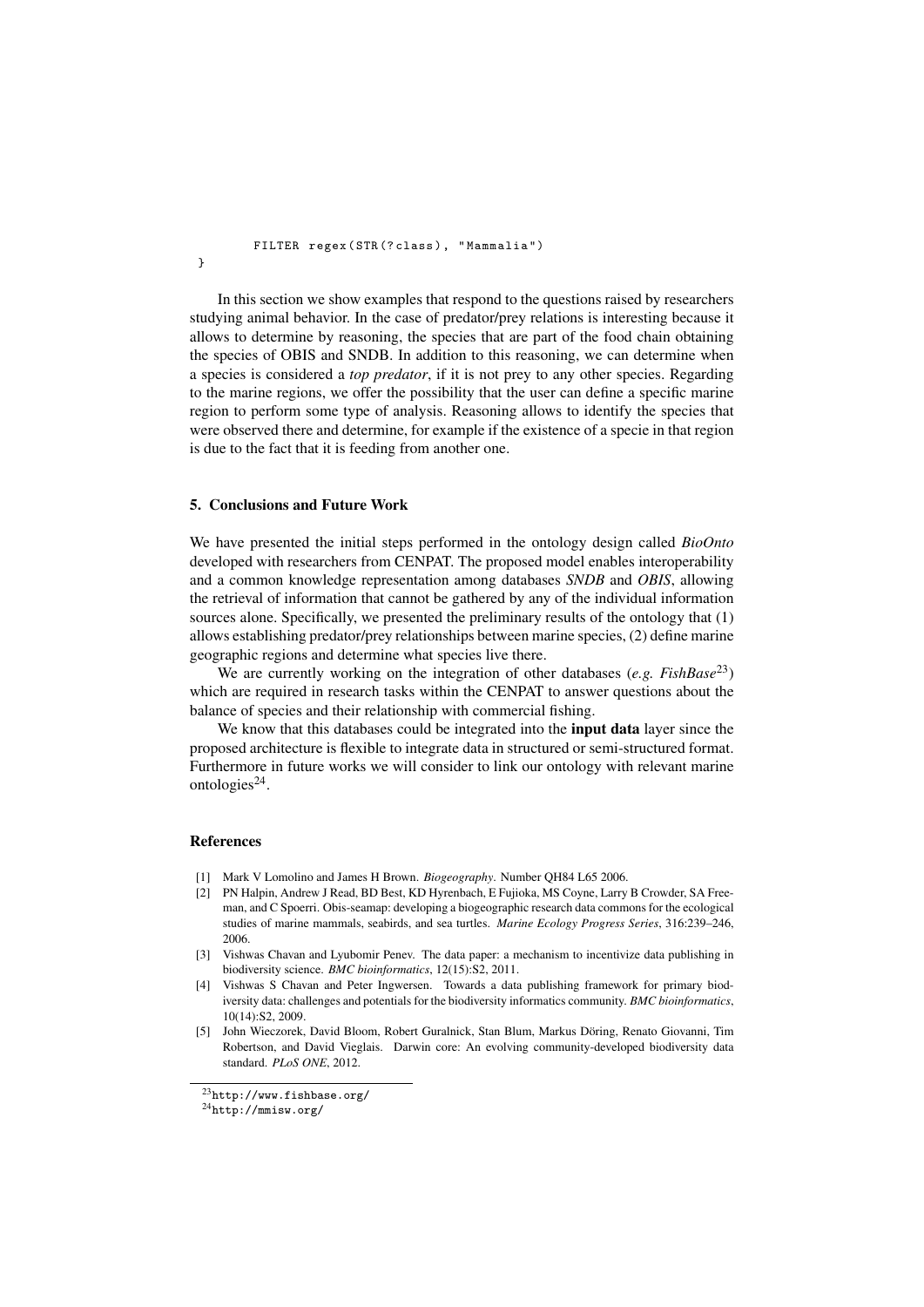```
        FILTER regex(STR(?class), "Mammalia")
}
```

In this section we show examples that respond to the questions raised by researchers studying animal behavior. In the case of predator/prey relations is interesting because it allows to determine by reasoning, the species that are part of the food chain obtaining the species of OBIS and SNDB. In addition to this reasoning, we can determine when a species is considered a *top predator*, if it is not prey to any other species. Regarding to the marine regions, we offer the possibility that the user can define a specific marine region to perform some type of analysis. Reasoning allows to identify the species that were observed there and determine, for example if the existence of a specie in that region is due to the fact that it is feeding from another one.

## 5. Conclusions and Future Work

We have presented the initial steps performed in the ontology design called *BioOnto* developed with researchers from CENPAT. The proposed model enables interoperability and a common knowledge representation among databases *SNDB* and *OBIS*, allowing the retrieval of information that cannot be gathered by any of the individual information sources alone. Specifically, we presented the preliminary results of the ontology that (1) allows establishing predator/prey relationships between marine species, (2) define marine geographic regions and determine what species live there.

We are currently working on the integration of other databases (*e.g. FishBase*[23]) which are required in research tasks within the CENPAT to answer questions about the balance of species and their relationship with commercial fishing.

We know that this databases could be integrated into the **input data** layer since the proposed architecture is flexible to integrate data in structured or semi-structured format. Furthermore in future works we will consider to link our ontology with relevant marine ontologies[24].

## References

- [1] Mark V Lomolino and James H Brown. *Biogeography*. Number QH84 L65 2006.
- [2] PN Halpin, Andrew J Read, BD Best, KD Hyrenbach, E Fujioka, MS Coyne, Larry B Crowder, SA Freeman, and C Spoerri. Obis-seamap: developing a biogeographic research data commons for the ecological studies of marine mammals, seabirds, and sea turtles. *Marine Ecology Progress Series*, 316:239–246, 2006.
- [3] Vishwas Chavan and Lyubomir Penev. The data paper: a mechanism to incentivize data publishing in biodiversity science. *BMC bioinformatics*, 12(15):S2, 2011.
- [4] Vishwas S Chavan and Peter Ingwersen. Towards a data publishing framework for primary biodiversity data: challenges and potentials for the biodiversity informatics community. *BMC bioinformatics*, 10(14):S2, 2009.
- [5] John Wieczorek, David Bloom, Robert Guralnick, Stan Blum, Markus Döring, Renato Giovanni, Tim Robertson, and David Vieglais. Darwin core: An evolving community-developed biodiversity data standard. *PLoS ONE*, 2012.

[23] http://www.fishbase.org/

[24] http://mmisw.org/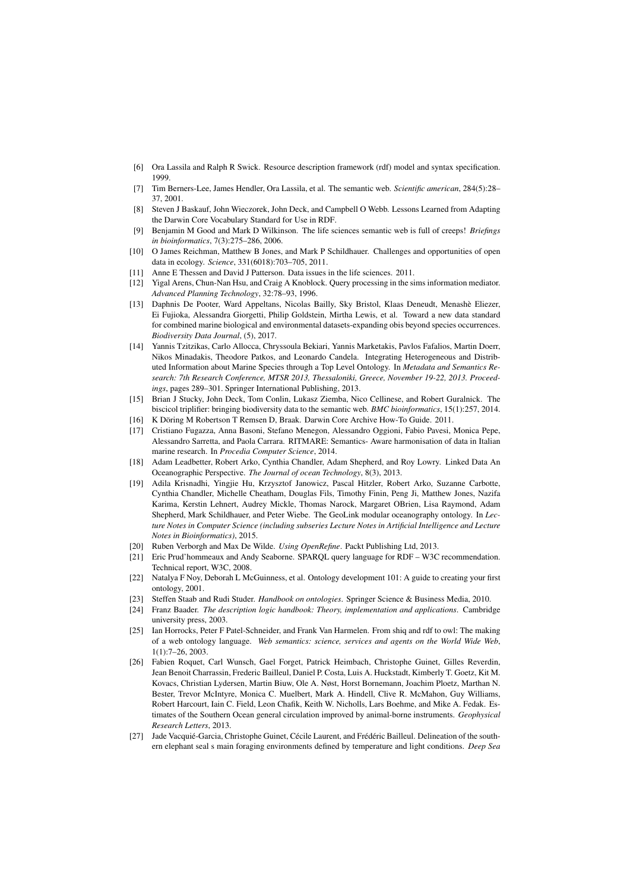[6] Ora Lassila and Ralph R Swick. Resource description framework (rdf) model and syntax specification. 1999.

[7] Tim Berners-Lee, James Hendler, Ora Lassila, et al. The semantic web. *Scientific american*, 284(5):28–37, 2001.

[8] Steven J Baskauf, John Wieczorek, John Deck, and Campbell O Webb. Lessons Learned from Adapting the Darwin Core Vocabulary Standard for Use in RDF.

[9] Benjamin M Good and Mark D Wilkinson. The life sciences semantic web is full of creeps! *Briefings in bioinformatics*, 7(3):275–286, 2006.

[10] O James Reichman, Matthew B Jones, and Mark P Schildhauer. Challenges and opportunities of open data in ecology. *Science*, 331(6018):703–705, 2011.

[11] Anne E Thessen and David J Patterson. Data issues in the life sciences. 2011.

[12] Yigal Arens, Chun-Nan Hsu, and Craig A Knoblock. Query processing in the sims information mediator. *Advanced Planning Technology*, 32:78–93, 1996.

[13] Daphnis De Pooter, Ward Appeltans, Nicolas Bailly, Sky Bristol, Klaas Deneudt, Menashè Eliezer, Ei Fujioka, Alessandra Giorgetti, Philip Goldstein, Mirtha Lewis, et al. Toward a new data standard for combined marine biological and environmental datasets-expanding obis beyond species occurrences. *Biodiversity Data Journal*, (5), 2017.

[14] Yannis Tzitzikas, Carlo Allocca, Chryssoula Bekiari, Yannis Marketakis, Pavlos Fafalios, Martin Doerr, Nikos Minadakis, Theodore Patkos, and Leonardo Candela. Integrating Heterogeneous and Distributed Information about Marine Species through a Top Level Ontology. In *Metadata and Semantics Research: 7th Research Conference, MTSR 2013, Thessaloniki, Greece, November 19-22, 2013. Proceedings*, pages 289–301. Springer International Publishing, 2013.

[15] Brian J Stucky, John Deck, Tom Conlin, Lukasz Ziemba, Nico Cellinese, and Robert Guralnick. The biscicol triplifier: bringing biodiversity data to the semantic web. *BMC bioinformatics*, 15(1):257, 2014.

[16] K Döring M Robertson T Remsen D, Braak. Darwin Core Archive How-To Guide. 2011.

[17] Cristiano Fugazza, Anna Basoni, Stefano Menegon, Alessandro Oggioni, Fabio Pavesi, Monica Pepe, Alessandro Sarretta, and Paola Carrara. RITMARE: Semantics- Aware harmonisation of data in Italian marine research. In *Procedia Computer Science*, 2014.

[18] Adam Leadbetter, Robert Arko, Cynthia Chandler, Adam Shepherd, and Roy Lowry. Linked Data An Oceanographic Perspective. *The Journal of ocean Technology*, 8(3), 2013.

[19] Adila Krisnadhi, Yingjie Hu, Krzysztof Janowicz, Pascal Hitzler, Robert Arko, Suzanne Carbotte, Cynthia Chandler, Michelle Cheatham, Douglas Fils, Timothy Finin, Peng Ji, Matthew Jones, Nazifa Karima, Kerstin Lehnert, Audrey Mickle, Thomas Narock, Margaret OBrien, Lisa Raymond, Adam Shepherd, Mark Schildhauer, and Peter Wiebe. The GeoLink modular oceanography ontology. In *Lecture Notes in Computer Science (including subseries Lecture Notes in Artificial Intelligence and Lecture Notes in Bioinformatics)*, 2015.

[20] Ruben Verborgh and Max De Wilde. *Using OpenRefine*. Packt Publishing Ltd, 2013.

[21] Eric Prud'hommeaux and Andy Seaborne. SPARQL query language for RDF – W3C recommendation. Technical report, W3C, 2008.

[22] Natalya F Noy, Deborah L McGuinness, et al. Ontology development 101: A guide to creating your first ontology, 2001.

[23] Steffen Staab and Rudi Studer. *Handbook on ontologies*. Springer Science & Business Media, 2010.

[24] Franz Baader. *The description logic handbook: Theory, implementation and applications*. Cambridge university press, 2003.

[25] Ian Horrocks, Peter F Patel-Schneider, and Frank Van Harmelen. From shiq and rdf to owl: The making of a web ontology language. *Web semantics: science, services and agents on the World Wide Web*, 1(1):7–26, 2003.

[26] Fabien Roquet, Carl Wunsch, Gael Forget, Patrick Heimbach, Christophe Guinet, Gilles Reverdin, Jean Benoit Charrassin, Frederic Bailleul, Daniel P. Costa, Luis A. Huckstadt, Kimberly T. Goetz, Kit M. Kovacs, Christian Lydersen, Martin Biuw, Ole A. Nøst, Horst Bornemann, Joachim Ploetz, Marthan N. Bester, Trevor McIntyre, Monica C. Muelbert, Mark A. Hindell, Clive R. McMahon, Guy Williams, Robert Harcourt, Iain C. Field, Leon Chafik, Keith W. Nicholls, Lars Boehme, and Mike A. Fedak. Estimates of the Southern Ocean general circulation improved by animal-borne instruments. *Geophysical Research Letters*, 2013.

[27] Jade Vacquié-Garcia, Christophe Guinet, Cécile Laurent, and Frédéric Bailleul. Delineation of the southern elephant seal s main foraging environments defined by temperature and light conditions. *Deep Sea*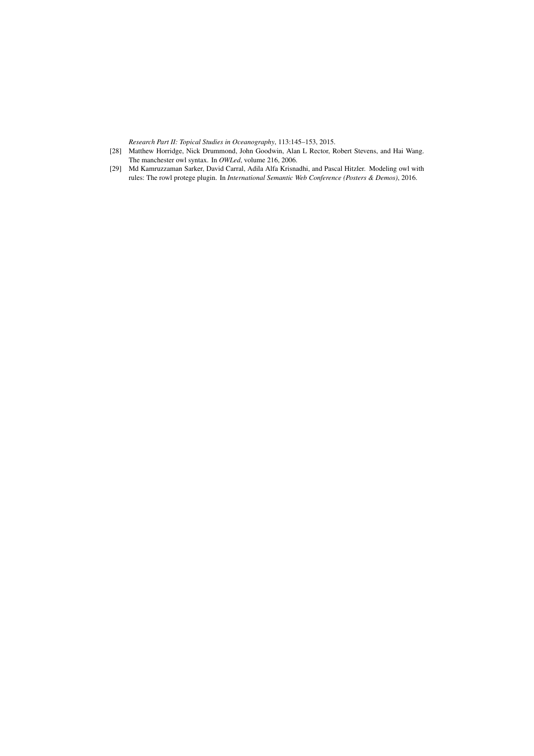*Research Part II: Topical Studies in Oceanography*, 113:145–153, 2015.

[28] Matthew Horridge, Nick Drummond, John Goodwin, Alan L Rector, Robert Stevens, and Hai Wang. The manchester owl syntax. In *OWLed*, volume 216, 2006.

[29] Md Kamruzzaman Sarker, David Carral, Adila Alfa Krisnadhi, and Pascal Hitzler. Modeling owl with rules: The rowl protege plugin. In *International Semantic Web Conference (Posters & Demos)*, 2016.